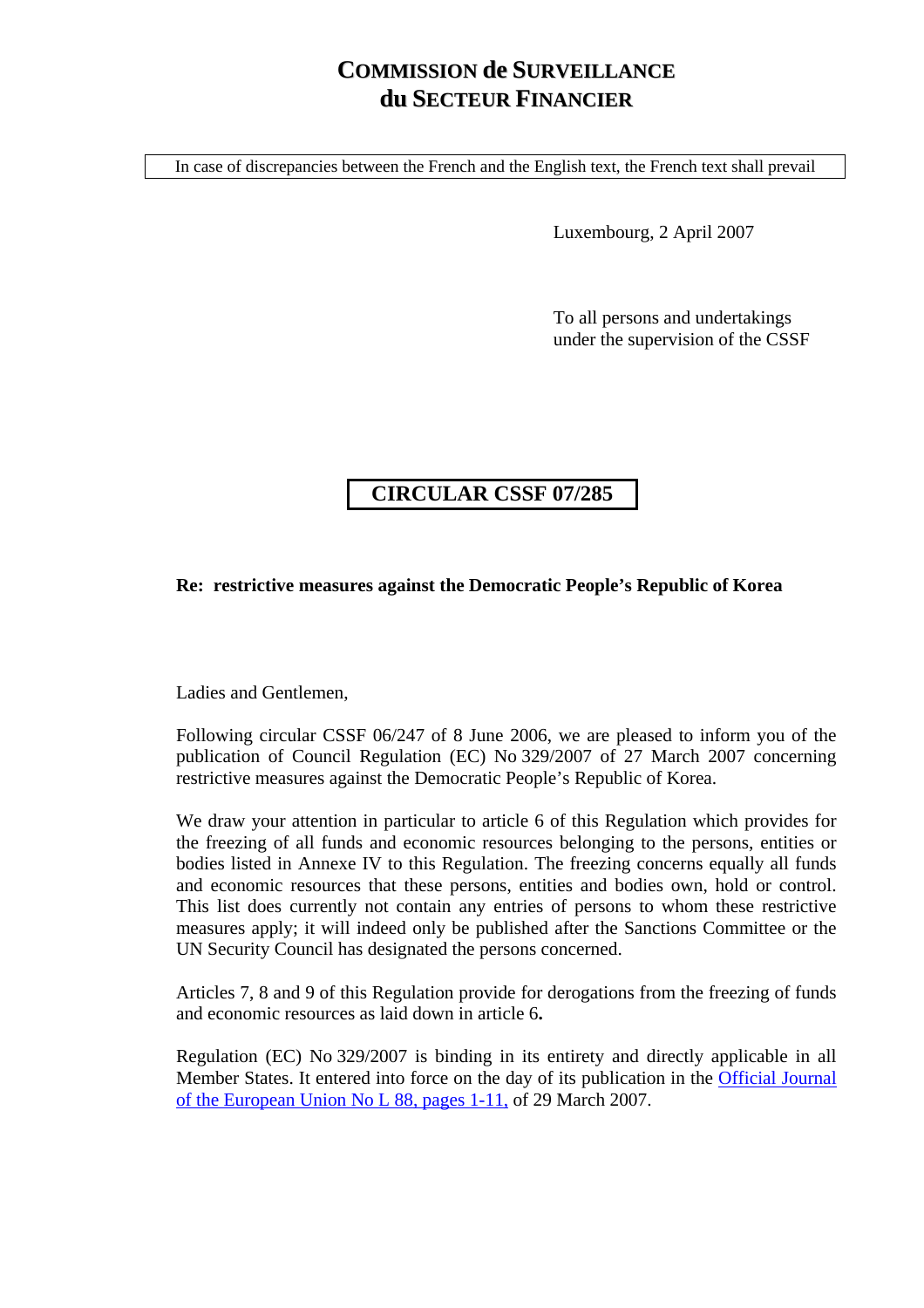# COMMISSION de SURVEILLANCE du SECTEUR FINANCIER

In case of discrepancies between the French and the English text, the French text shall prevail

Luxembourg, 2 April 2007

To all persons and undertakings under the supervision of the CSSF

## CIRCULAR CSSF 07/285

**Re: restrictive measures against the Democratic People's Republic of Korea**

Ladies and Gentlemen,

Following circular CSSF 06/247 of 8 June 2006, we are pleased to inform you of the publication of Council Regulation (EC) No 329/2007 of 27 March 2007 concerning restrictive measures against the Democratic People's Republic of Korea.

We draw your attention in particular to article 6 of this Regulation which provides for the freezing of all funds and economic resources belonging to the persons, entities or bodies listed in Annexe IV to this Regulation. The freezing concerns equally all funds and economic resources that these persons, entities and bodies own, hold or control. This list does currently not contain any entries of persons to whom these restrictive measures apply; it will indeed only be published after the Sanctions Committee or the UN Security Council has designated the persons concerned.

Articles 7, 8 and 9 of this Regulation provide for derogations from the freezing of funds and economic resources as laid down in article 6**.**

Regulation (EC) No 329/2007 is binding in its entirety and directly applicable in all Member States. It entered into force on the day of its publication in the Official Journal of the European Union No L 88, pages 1-11, of 29 March 2007.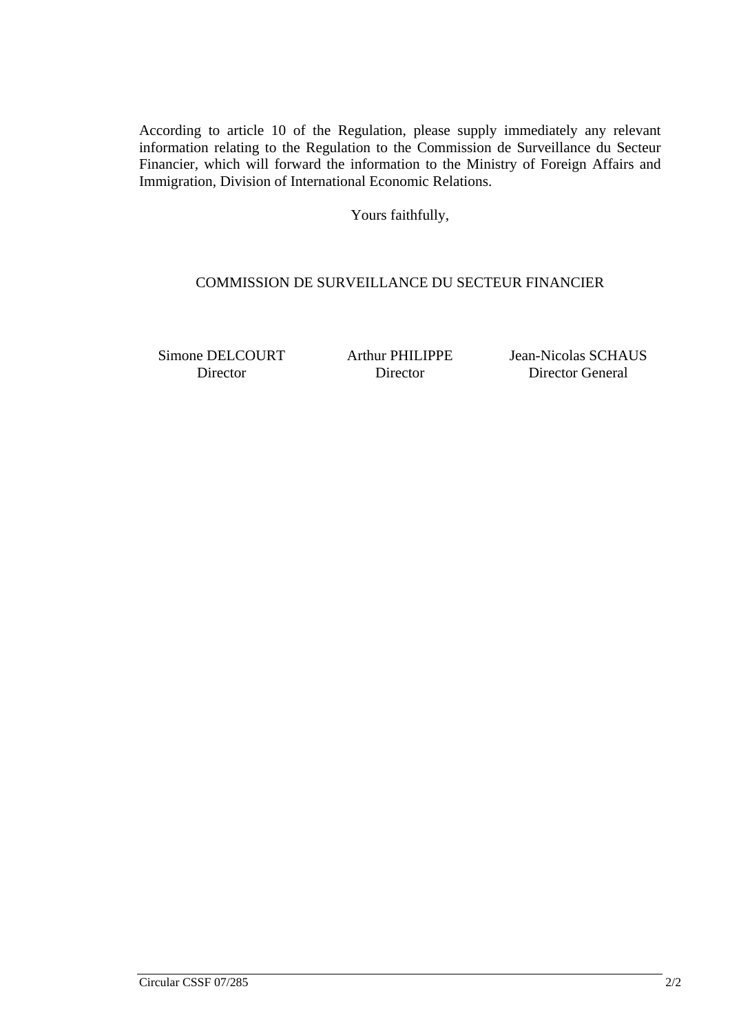According to article 10 of the Regulation, please supply immediately any relevant information relating to the Regulation to the Commission de Surveillance du Secteur Financier, which will forward the information to the Ministry of Foreign Affairs and Immigration, Division of International Economic Relations.

Yours faithfully,

COMMISSION DE SURVEILLANCE DU SECTEUR FINANCIER

| | | |
|---|---|---|
| Simone DELCOURT<br>Director | Arthur PHILIPPE<br>Director | Jean-Nicolas SCHAUS<br>Director General |